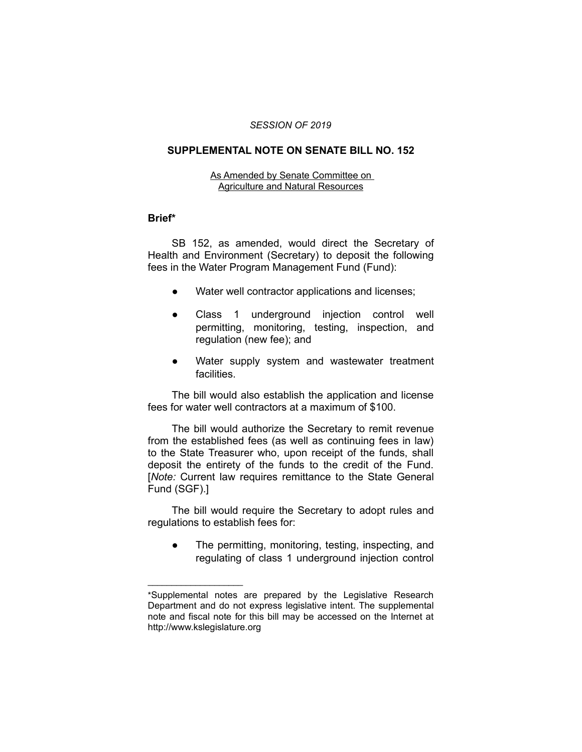*SESSION OF 2019*

# SUPPLEMENTAL NOTE ON SENATE BILL NO. 152

As Amended by Senate Committee on Agriculture and Natural Resources

## Brief*

SB 152, as amended, would direct the Secretary of Health and Environment (Secretary) to deposit the following fees in the Water Program Management Fund (Fund):

- Water well contractor applications and licenses;
- Class 1 underground injection control well permitting, monitoring, testing, inspection, and regulation (new fee); and
- Water supply system and wastewater treatment facilities.

The bill would also establish the application and license fees for water well contractors at a maximum of $100.

The bill would authorize the Secretary to remit revenue from the established fees (as well as continuing fees in law) to the State Treasurer who, upon receipt of the funds, shall deposit the entirety of the funds to the credit of the Fund. [*Note:* Current law requires remittance to the State General Fund (SGF).]

The bill would require the Secretary to adopt rules and regulations to establish fees for:

- The permitting, monitoring, testing, inspecting, and regulating of class 1 underground injection control

---

*Supplemental notes are prepared by the Legislative Research Department and do not express legislative intent. The supplemental note and fiscal note for this bill may be accessed on the Internet at http://www.kslegislature.org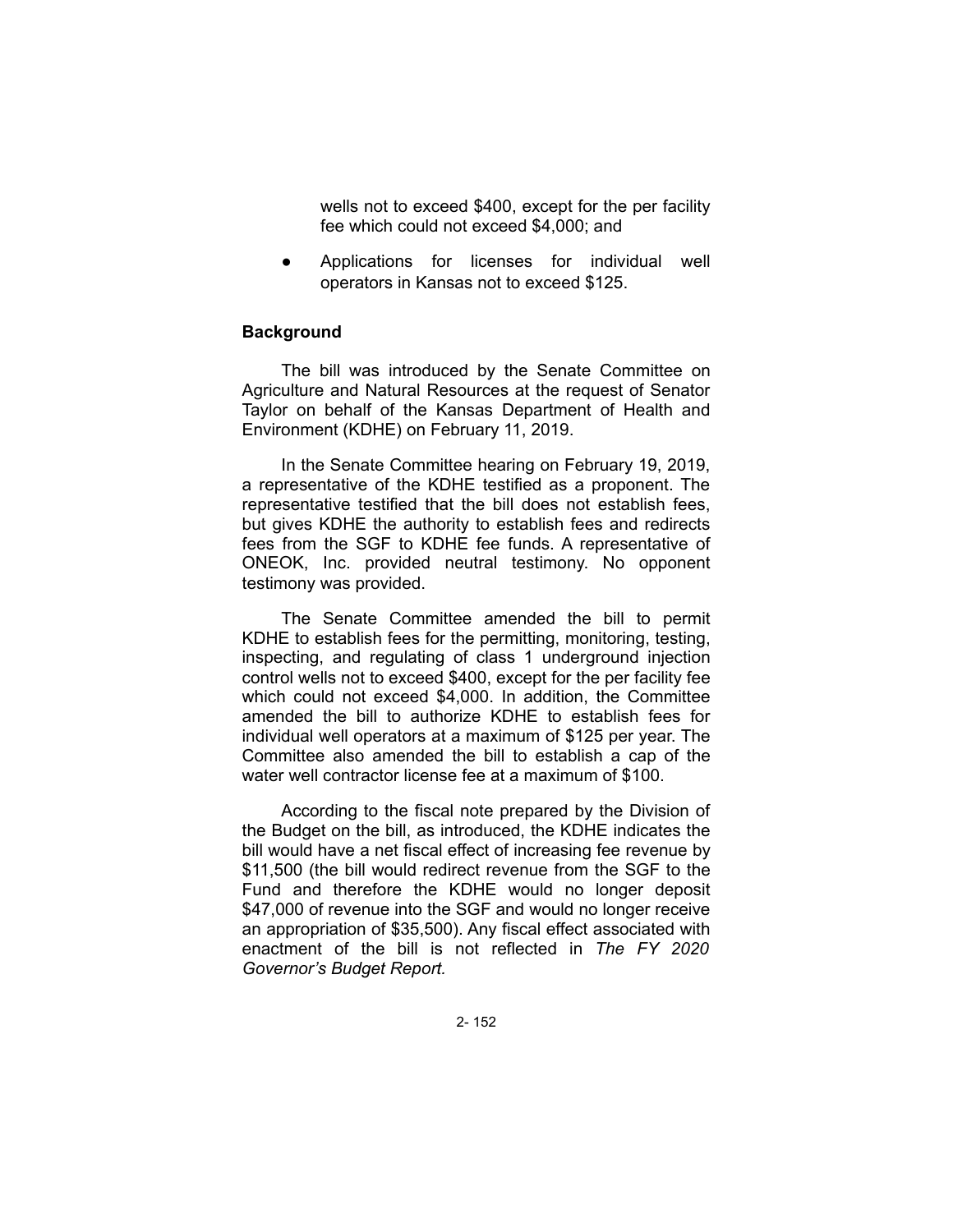wells not to exceed $400, except for the per facility fee which could not exceed $4,000; and

- Applications for licenses for individual well operators in Kansas not to exceed $125.

**Background**

The bill was introduced by the Senate Committee on Agriculture and Natural Resources at the request of Senator Taylor on behalf of the Kansas Department of Health and Environment (KDHE) on February 11, 2019.

In the Senate Committee hearing on February 19, 2019, a representative of the KDHE testified as a proponent. The representative testified that the bill does not establish fees, but gives KDHE the authority to establish fees and redirects fees from the SGF to KDHE fee funds. A representative of ONEOK, Inc. provided neutral testimony. No opponent testimony was provided.

The Senate Committee amended the bill to permit KDHE to establish fees for the permitting, monitoring, testing, inspecting, and regulating of class 1 underground injection control wells not to exceed $400, except for the per facility fee which could not exceed $4,000. In addition, the Committee amended the bill to authorize KDHE to establish fees for individual well operators at a maximum of $125 per year. The Committee also amended the bill to establish a cap of the water well contractor license fee at a maximum of $100.

According to the fiscal note prepared by the Division of the Budget on the bill, as introduced, the KDHE indicates the bill would have a net fiscal effect of increasing fee revenue by $11,500 (the bill would redirect revenue from the SGF to the Fund and therefore the KDHE would no longer deposit $47,000 of revenue into the SGF and would no longer receive an appropriation of $35,500). Any fiscal effect associated with enactment of the bill is not reflected in *The FY 2020 Governor's Budget Report.*